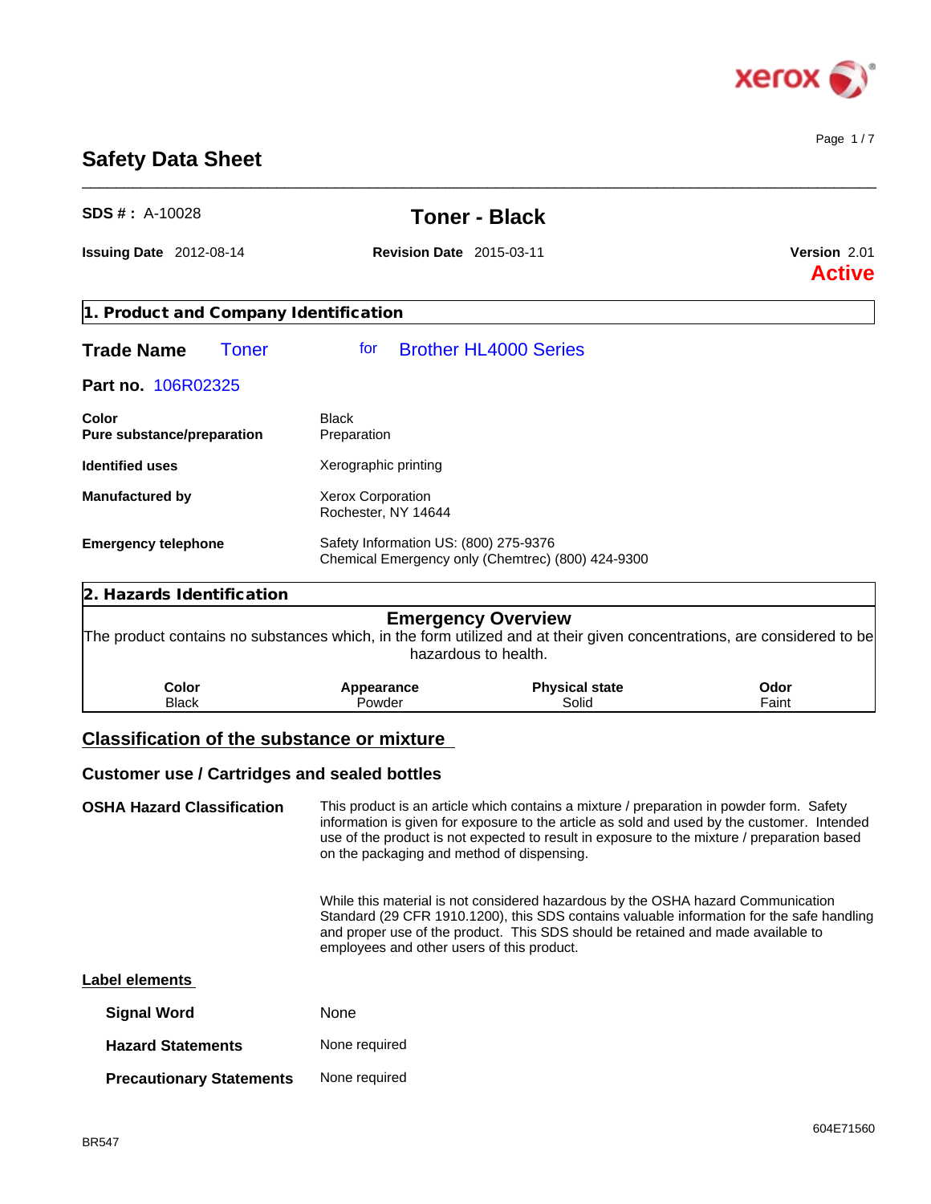# Safety Data Sheet

**SDS # :** A-10028

## Toner - Black

**Issuing Date** 2012-08-14 **Revision Date** 2015-03-11 **Version** 2.01

**Active**

## 1. Product and Company Identification

**Trade Name** Toner for Brother HL4000 Series

**Part no.** 106R02325

| | |
|---|---|
| **Color** | Black |
| **Pure substance/preparation** | Preparation |
| **Identified uses** | Xerographic printing |
| **Manufactured by** | Xerox Corporation<br>Rochester, NY 14644 |
| **Emergency telephone** | Safety Information US: (800) 275-9376<br>Chemical Emergency only (Chemtrec) (800) 424-9300 |

## 2. Hazards Identification

### Emergency Overview

The product contains no substances which, in the form utilized and at their given concentrations, are considered to be hazardous to health.

| Color | Appearance | Physical state | Odor |
|---|---|---|---|
| Black | Powder | Solid | Faint |

### Classification of the substance or mixture

### Customer use / Cartridges and sealed bottles

**OSHA Hazard Classification**

This product is an article which contains a mixture / preparation in powder form. Safety information is given for exposure to the article as sold and used by the customer. Intended use of the product is not expected to result in exposure to the mixture / preparation based on the packaging and method of dispensing.

While this material is not considered hazardous by the OSHA hazard Communication Standard (29 CFR 1910.1200), this SDS contains valuable information for the safe handling and proper use of the product. This SDS should be retained and made available to employees and other users of this product.

### Label elements

| | |
|---|---|
| **Signal Word** | None |
| **Hazard Statements** | None required |
| **Precautionary Statements** | None required |

BR547

604E71560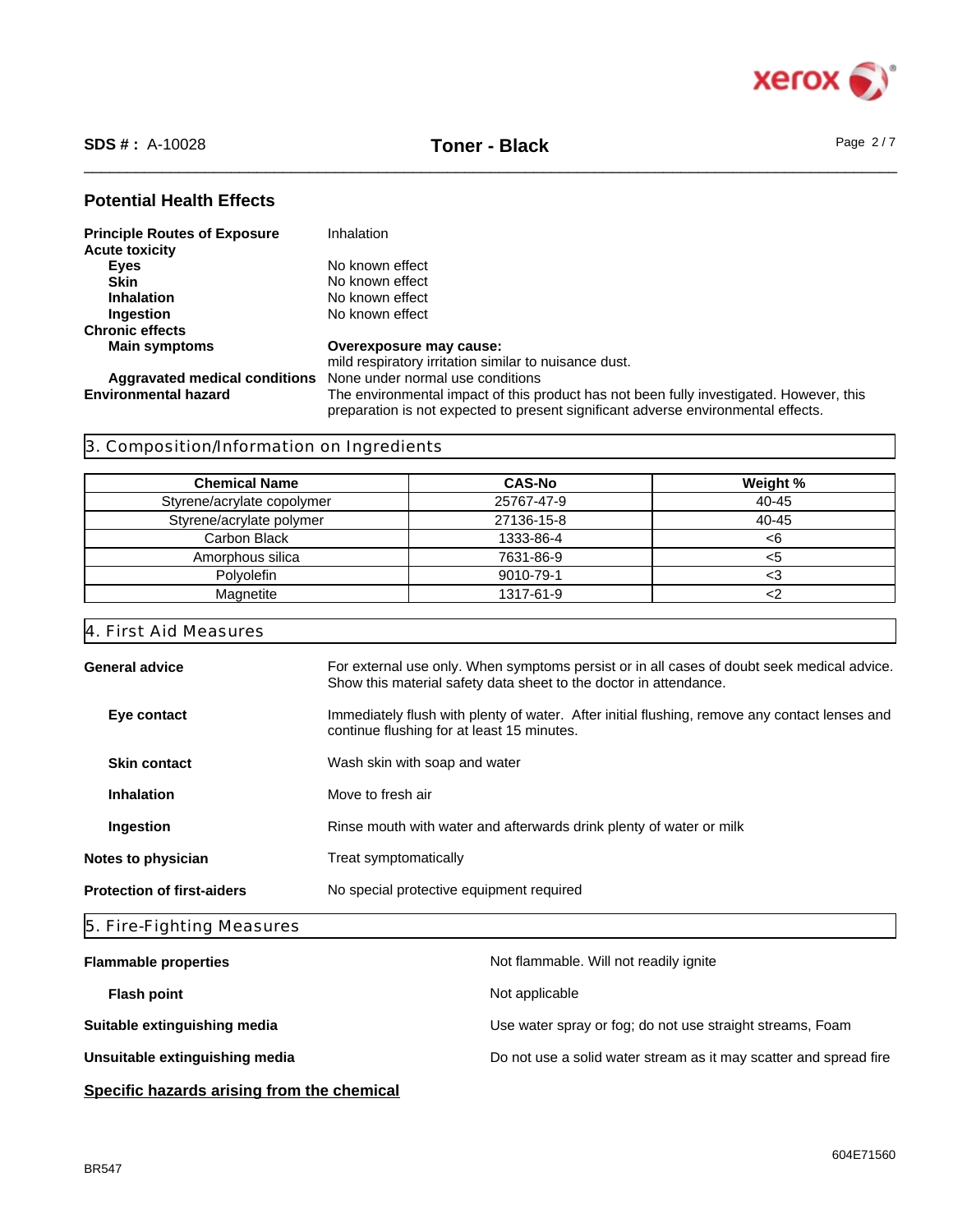## Potential Health Effects

**Principle Routes of Exposure** Inhalation

**Acute toxicity**

- **Eyes**: No known effect
- **Skin**: No known effect
- **Inhalation**: No known effect
- **Ingestion**: No known effect

**Chronic effects**

- **Main symptoms**: **Overexposure may cause:** mild respiratory irritation similar to nuisance dust.
- **Aggravated medical conditions**: None under normal use conditions

**Environmental hazard** The environmental impact of this product has not been fully investigated. However, this preparation is not expected to present significant adverse environmental effects.

## 3. Composition/Information on Ingredients

| Chemical Name | CAS-No | Weight % |
|---|---|---|
| Styrene/acrylate copolymer | 25767-47-9 | 40-45 |
| Styrene/acrylate polymer | 27136-15-8 | 40-45 |
| Carbon Black | 1333-86-4 | <6 |
| Amorphous silica | 7631-86-9 | <5 |
| Polyolefin | 9010-79-1 | <3 |
| Magnetite | 1317-61-9 | <2 |

## 4. First Aid Measures

**General advice** For external use only. When symptoms persist or in all cases of doubt seek medical advice. Show this material safety data sheet to the doctor in attendance.

**Eye contact** Immediately flush with plenty of water. After initial flushing, remove any contact lenses and continue flushing for at least 15 minutes.

**Skin contact** Wash skin with soap and water

**Inhalation** Move to fresh air

**Ingestion** Rinse mouth with water and afterwards drink plenty of water or milk

**Notes to physician** Treat symptomatically

**Protection of first-aiders** No special protective equipment required

## 5. Fire-Fighting Measures

**Flammable properties** Not flammable. Will not readily ignite

**Flash point** Not applicable

**Suitable extinguishing media** Use water spray or fog; do not use straight streams, Foam

**Unsuitable extinguishing media** Do not use a solid water stream as it may scatter and spread fire

**Specific hazards arising from the chemical**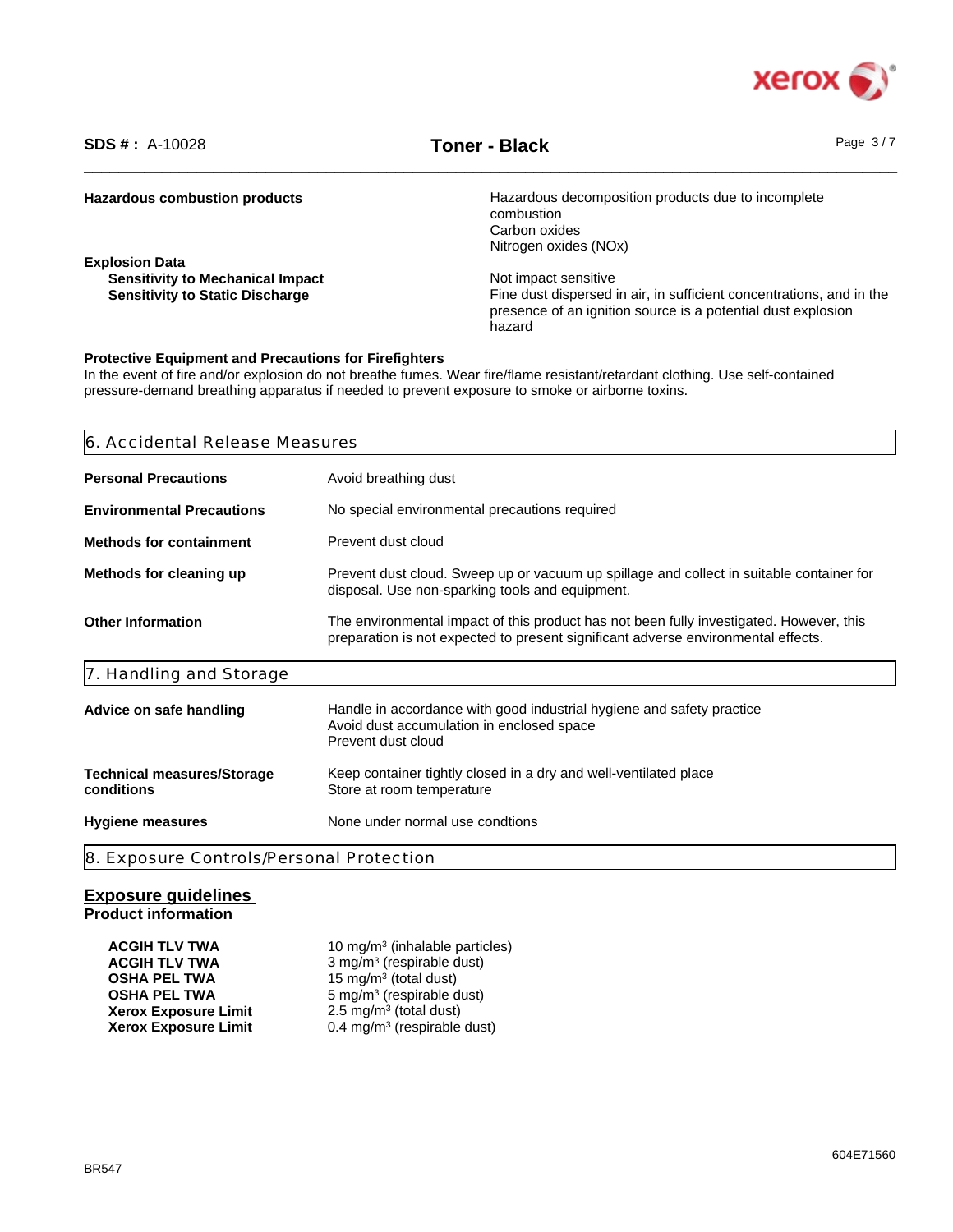**Hazardous combustion products**

Hazardous decomposition products due to incomplete combustion
Carbon oxides
Nitrogen oxides (NOx)

**Explosion Data**

**Sensitivity to Mechanical Impact**: Not impact sensitive

**Sensitivity to Static Discharge**: Fine dust dispersed in air, in sufficient concentrations, and in the presence of an ignition source is a potential dust explosion hazard

**Protective Equipment and Precautions for Firefighters**

In the event of fire and/or explosion do not breathe fumes. Wear fire/flame resistant/retardant clothing. Use self-contained pressure-demand breathing apparatus if needed to prevent exposure to smoke or airborne toxins.

## 6. Accidental Release Measures

**Personal Precautions**: Avoid breathing dust

**Environmental Precautions**: No special environmental precautions required

**Methods for containment**: Prevent dust cloud

**Methods for cleaning up**: Prevent dust cloud. Sweep up or vacuum up spillage and collect in suitable container for disposal. Use non-sparking tools and equipment.

**Other Information**: The environmental impact of this product has not been fully investigated. However, this preparation is not expected to present significant adverse environmental effects.

## 7. Handling and Storage

**Advice on safe handling**: Handle in accordance with good industrial hygiene and safety practice
Avoid dust accumulation in enclosed space
Prevent dust cloud

**Technical measures/Storage conditions**: Keep container tightly closed in a dry and well-ventilated place
Store at room temperature

**Hygiene measures**: None under normal use condtions

## 8. Exposure Controls/Personal Protection

### Exposure guidelines

**Product information**

| | |
|---|---|
| **ACGIH TLV TWA** | 10 mg/m³ (inhalable particles) |
| **ACGIH TLV TWA** | 3 mg/m³ (respirable dust) |
| **OSHA PEL TWA** | 15 mg/m³ (total dust) |
| **OSHA PEL TWA** | 5 mg/m³ (respirable dust) |
| **Xerox Exposure Limit** | 2.5 mg/m³ (total dust) |
| **Xerox Exposure Limit** | 0.4 mg/m³ (respirable dust) |

BR547

604E71560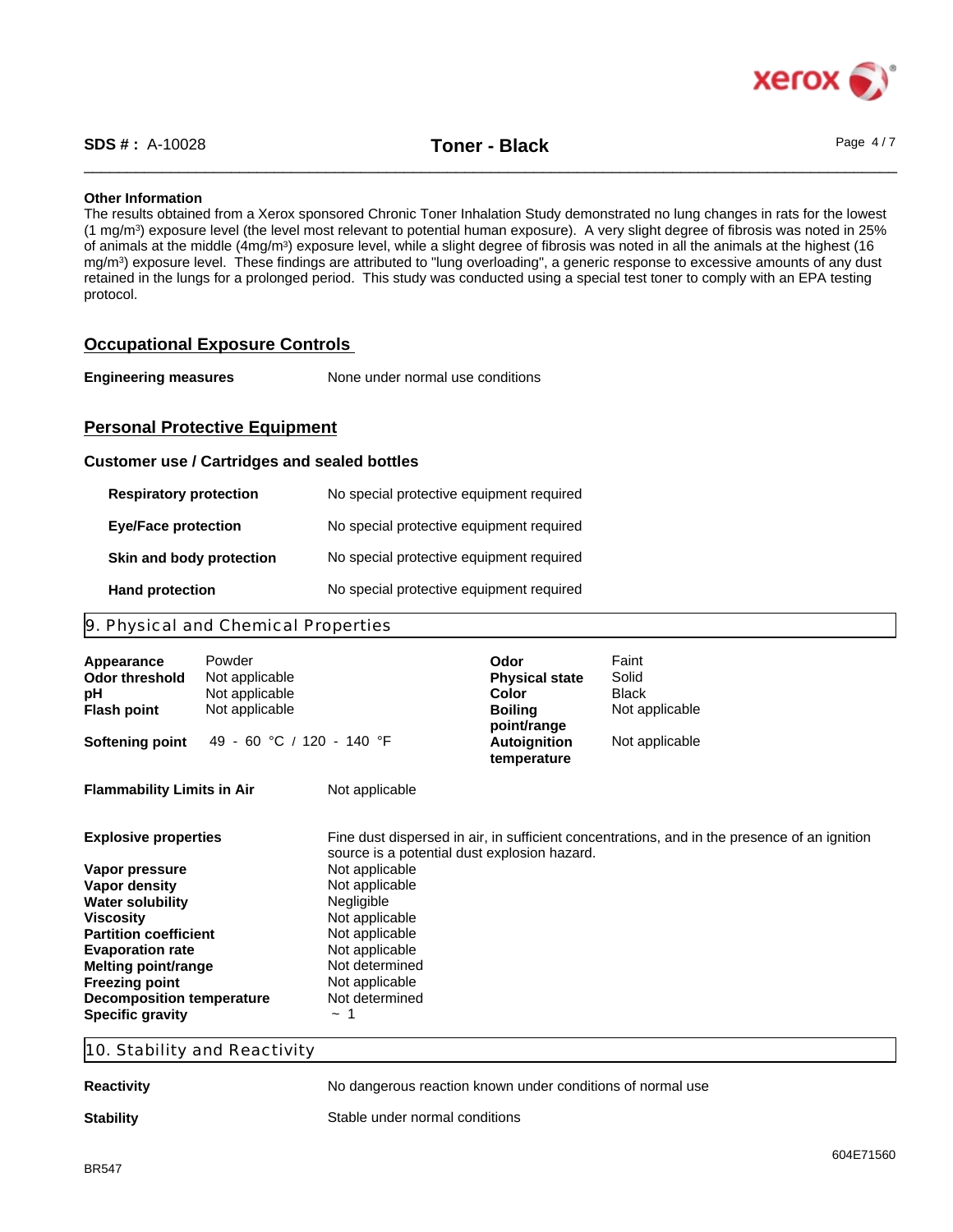### Other Information

The results obtained from a Xerox sponsored Chronic Toner Inhalation Study demonstrated no lung changes in rats for the lowest (1 mg/m$^3$) exposure level (the level most relevant to potential human exposure). A very slight degree of fibrosis was noted in 25% of animals at the middle (4mg/m$^3$) exposure level, while a slight degree of fibrosis was noted in all the animals at the highest (16 mg/m$^3$) exposure level. These findings are attributed to "lung overloading", a generic response to excessive amounts of any dust retained in the lungs for a prolonged period. This study was conducted using a special test toner to comply with an EPA testing protocol.

## Occupational Exposure Controls

**Engineering measures** None under normal use conditions

## Personal Protective Equipment

### Customer use / Cartridges and sealed bottles

| | |
|---|---|
| **Respiratory protection** | No special protective equipment required |
| **Eye/Face protection** | No special protective equipment required |
| **Skin and body protection** | No special protective equipment required |
| **Hand protection** | No special protective equipment required |

## 9. Physical and Chemical Properties

| | | | |
|---|---|---|---|
| **Appearance** | Powder | **Odor** | Faint |
| **Odor threshold** | Not applicable | **Physical state** | Solid |
| **pH** | Not applicable | **Color** | Black |
| **Flash point** | Not applicable | **Boiling point/range** | Not applicable |
| **Softening point** | 49 - 60 °C / 120 - 140 °F | **Autoignition temperature** | Not applicable |

| | |
|---|---|
| **Flammability Limits in Air** | Not applicable |
| **Explosive properties** | Fine dust dispersed in air, in sufficient concentrations, and in the presence of an ignition source is a potential dust explosion hazard. |
| **Vapor pressure** | Not applicable |
| **Vapor density** | Not applicable |
| **Water solubility** | Negligible |
| **Viscosity** | Not applicable |
| **Partition coefficient** | Not applicable |
| **Evaporation rate** | Not applicable |
| **Melting point/range** | Not determined |
| **Freezing point** | Not applicable |
| **Decomposition temperature** | Not determined |
| **Specific gravity** | ~ 1 |

## 10. Stability and Reactivity

| | |
|---|---|
| **Reactivity** | No dangerous reaction known under conditions of normal use |
| **Stability** | Stable under normal conditions |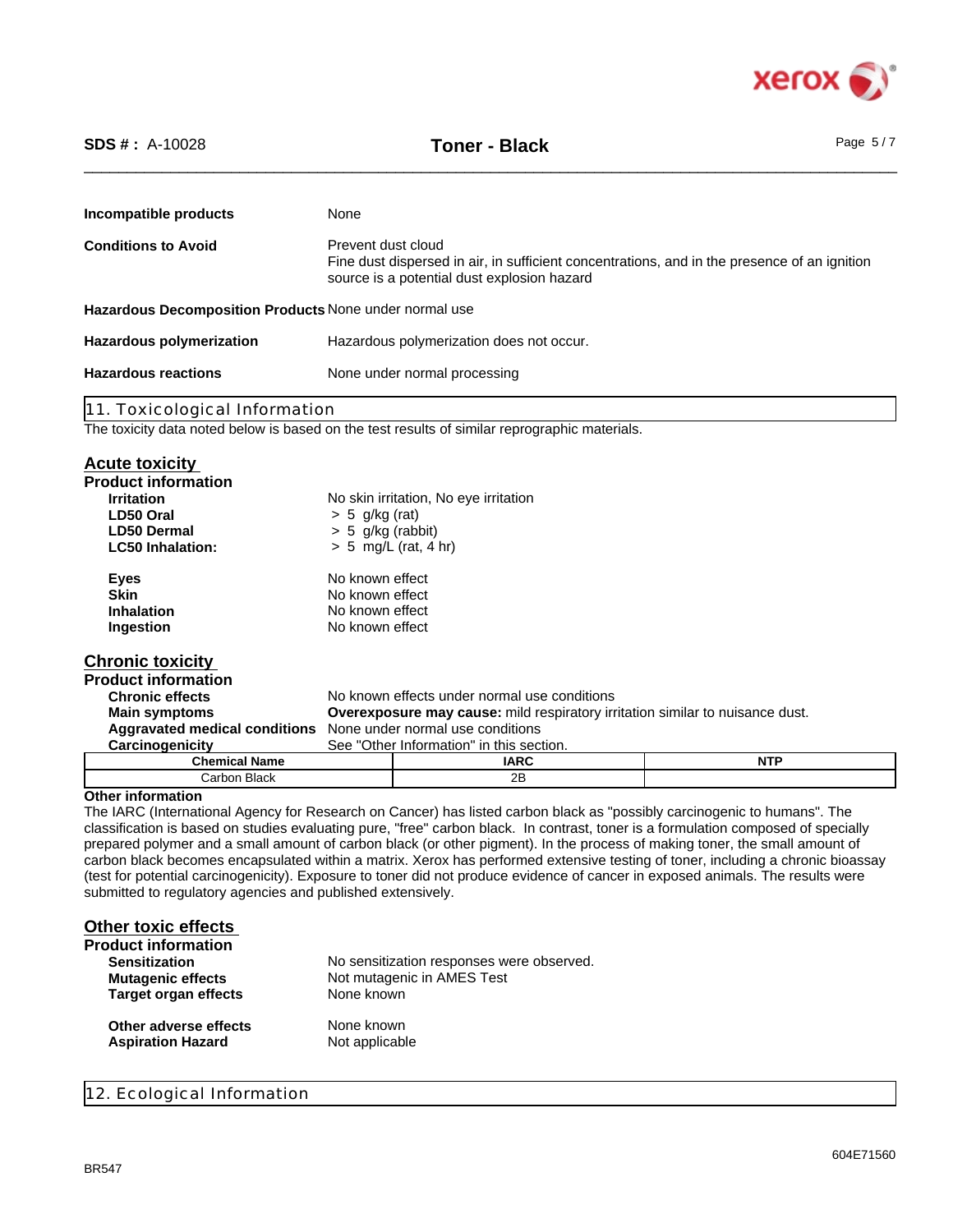**Incompatible products** None

**Conditions to Avoid** Prevent dust cloud
Fine dust dispersed in air, in sufficient concentrations, and in the presence of an ignition source is a potential dust explosion hazard

**Hazardous Decomposition Products** None under normal use

**Hazardous polymerization** Hazardous polymerization does not occur.

**Hazardous reactions** None under normal processing

## 11. Toxicological Information

The toxicity data noted below is based on the test results of similar reprographic materials.

### Acute toxicity

**Product information**

**Irritation** No skin irritation, No eye irritation
**LD50 Oral** > 5 g/kg (rat)
**LD50 Dermal** > 5 g/kg (rabbit)
**LC50 Inhalation:** > 5 mg/L (rat, 4 hr)

**Eyes** No known effect
**Skin** No known effect
**Inhalation** No known effect
**Ingestion** No known effect

### Chronic toxicity

**Product information**

**Chronic effects** No known effects under normal use conditions
**Main symptoms** **Overexposure may cause:** mild respiratory irritation similar to nuisance dust.
**Aggravated medical conditions** None under normal use conditions
**Carcinogenicity** See "Other Information" in this section.

| Chemical Name | IARC | NTP |
|---|---|---|
| Carbon Black | 2B | |

**Other information**

The IARC (International Agency for Research on Cancer) has listed carbon black as "possibly carcinogenic to humans". The classification is based on studies evaluating pure, "free" carbon black. In contrast, toner is a formulation composed of specially prepared polymer and a small amount of carbon black (or other pigment). In the process of making toner, the small amount of carbon black becomes encapsulated within a matrix. Xerox has performed extensive testing of toner, including a chronic bioassay (test for potential carcinogenicity). Exposure to toner did not produce evidence of cancer in exposed animals. The results were submitted to regulatory agencies and published extensively.

### Other toxic effects

**Product information**

**Sensitization** No sensitization responses were observed.
**Mutagenic effects** Not mutagenic in AMES Test
**Target organ effects** None known

**Other adverse effects** None known
**Aspiration Hazard** Not applicable

## 12. Ecological Information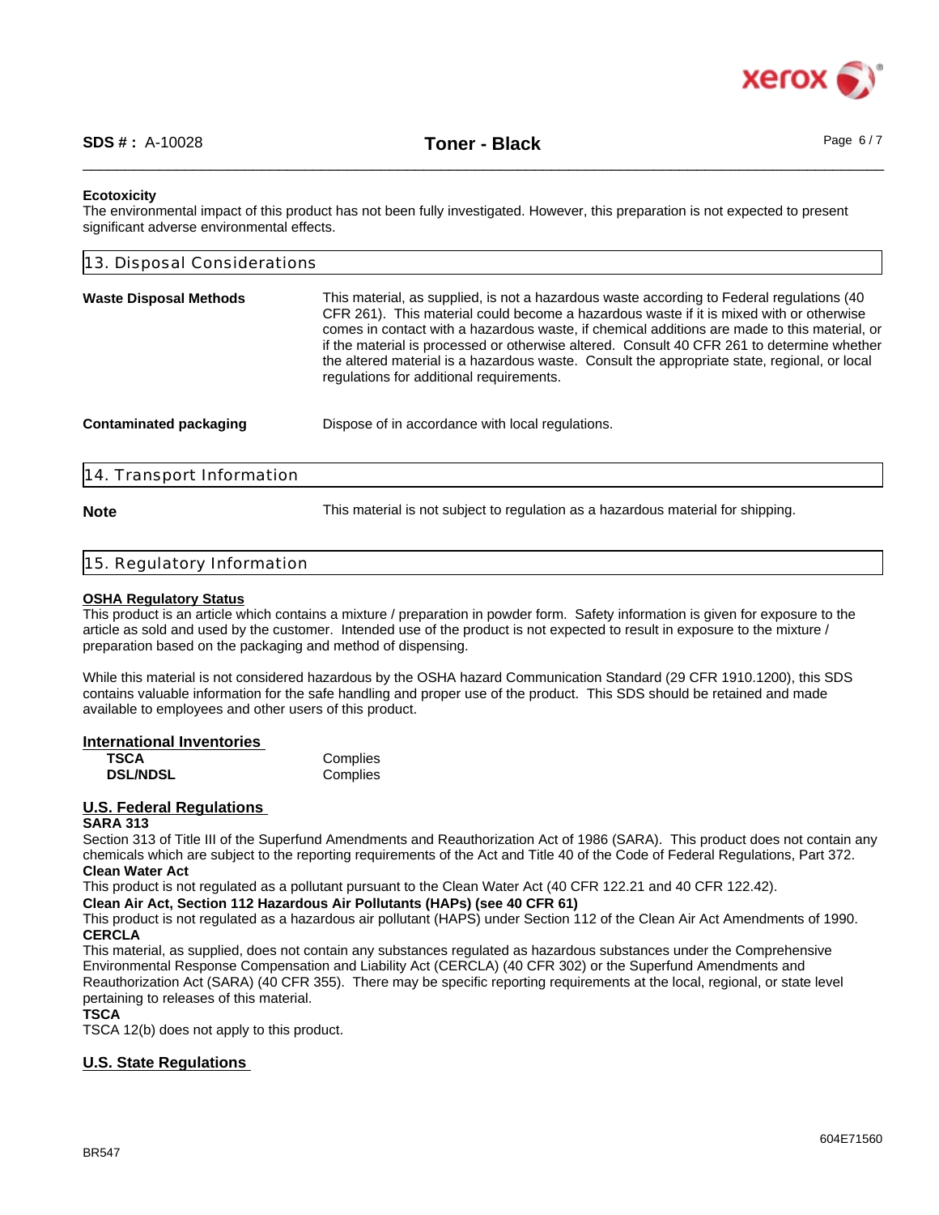**Ecotoxicity**
The environmental impact of this product has not been fully investigated. However, this preparation is not expected to present significant adverse environmental effects.

## 13. Disposal Considerations

| | |
|---|---|
| **Waste Disposal Methods** | This material, as supplied, is not a hazardous waste according to Federal regulations (40 CFR 261). This material could become a hazardous waste if it is mixed with or otherwise comes in contact with a hazardous waste, if chemical additions are made to this material, or if the material is processed or otherwise altered. Consult 40 CFR 261 to determine whether the altered material is a hazardous waste. Consult the appropriate state, regional, or local regulations for additional requirements. |
| **Contaminated packaging** | Dispose of in accordance with local regulations. |

## 14. Transport Information

| | |
|---|---|
| **Note** | This material is not subject to regulation as a hazardous material for shipping. |

## 15. Regulatory Information

**OSHA Regulatory Status**
This product is an article which contains a mixture / preparation in powder form. Safety information is given for exposure to the article as sold and used by the customer. Intended use of the product is not expected to result in exposure to the mixture / preparation based on the packaging and method of dispensing.

While this material is not considered hazardous by the OSHA hazard Communication Standard (29 CFR 1910.1200), this SDS contains valuable information for the safe handling and proper use of the product. This SDS should be retained and made available to employees and other users of this product.

**International Inventories**

| | |
|---|---|
| **TSCA** | Complies |
| **DSL/NDSL** | Complies |

**U.S. Federal Regulations**

**SARA 313**
Section 313 of Title III of the Superfund Amendments and Reauthorization Act of 1986 (SARA). This product does not contain any chemicals which are subject to the reporting requirements of the Act and Title 40 of the Code of Federal Regulations, Part 372.

**Clean Water Act**
This product is not regulated as a pollutant pursuant to the Clean Water Act (40 CFR 122.21 and 40 CFR 122.42).

**Clean Air Act, Section 112 Hazardous Air Pollutants (HAPs) (see 40 CFR 61)**
This product is not regulated as a hazardous air pollutant (HAPS) under Section 112 of the Clean Air Act Amendments of 1990.

**CERCLA**
This material, as supplied, does not contain any substances regulated as hazardous substances under the Comprehensive Environmental Response Compensation and Liability Act (CERCLA) (40 CFR 302) or the Superfund Amendments and Reauthorization Act (SARA) (40 CFR 355). There may be specific reporting requirements at the local, regional, or state level pertaining to releases of this material.

**TSCA**
TSCA 12(b) does not apply to this product.

**U.S. State Regulations**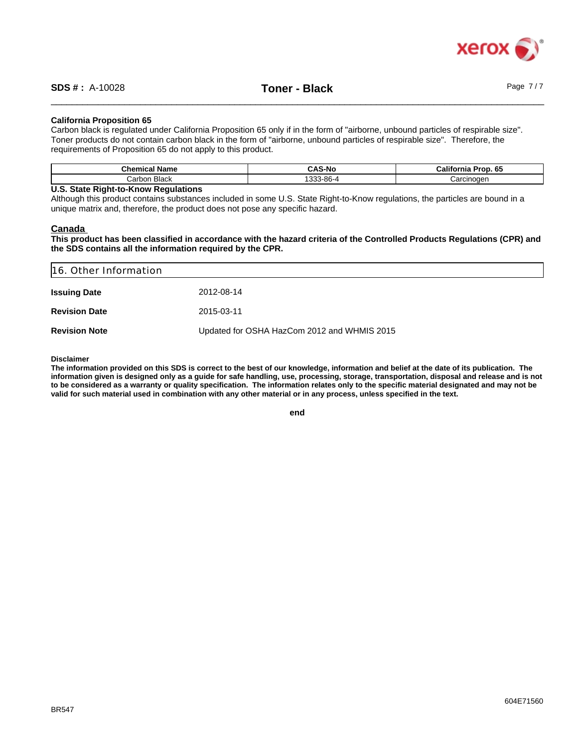### California Proposition 65

Carbon black is regulated under California Proposition 65 only if in the form of "airborne, unbound particles of respirable size". Toner products do not contain carbon black in the form of "airborne, unbound particles of respirable size". Therefore, the requirements of Proposition 65 do not apply to this product.

| Chemical Name | CAS-No | California Prop. 65 |
|---|---|---|
| Carbon Black | 1333-86-4 | Carcinogen |

### U.S. State Right-to-Know Regulations

Although this product contains substances included in some U.S. State Right-to-Know regulations, the particles are bound in a unique matrix and, therefore, the product does not pose any specific hazard.

### Canada

**This product has been classified in accordance with the hazard criteria of the Controlled Products Regulations (CPR) and the SDS contains all the information required by the CPR.**

## 16. Other Information

**Issuing Date** 2012-08-14

**Revision Date** 2015-03-11

**Revision Note** Updated for OSHA HazCom 2012 and WHMIS 2015

**Disclaimer**

**The information provided on this SDS is correct to the best of our knowledge, information and belief at the date of its publication. The information given is designed only as a guide for safe handling, use, processing, storage, transportation, disposal and release and is not to be considered as a warranty or quality specification. The information relates only to the specific material designated and may not be valid for such material used in combination with any other material or in any process, unless specified in the text.**

**end**

BR547

604E71560